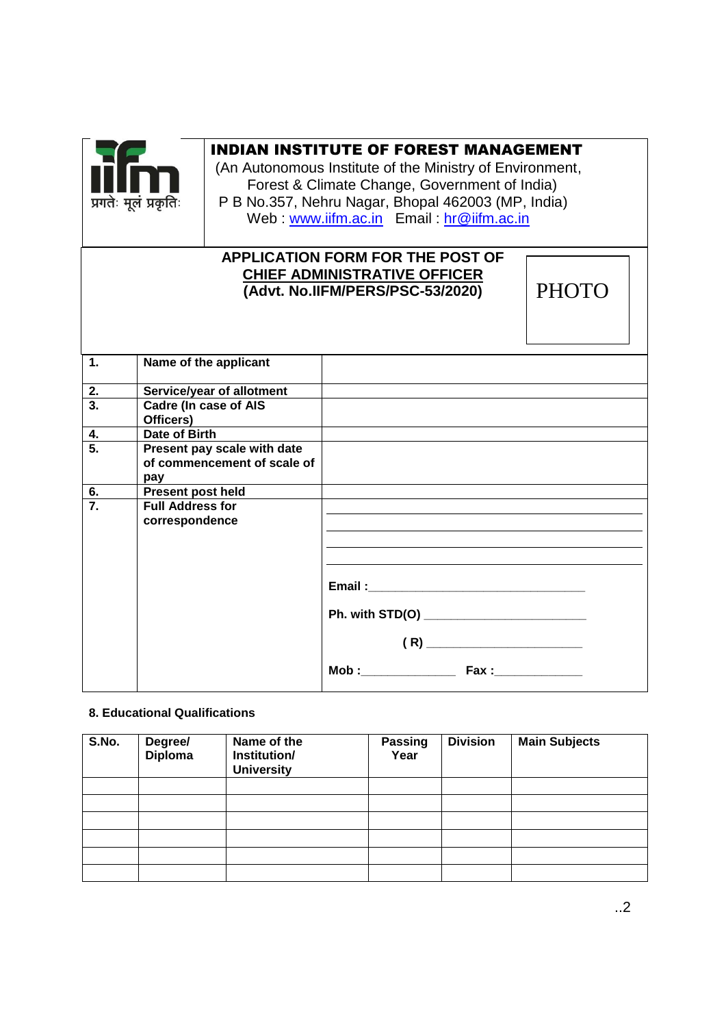प्रगतेः मूलं प्रकृतिः

# INDIAN INSTITUTE OF FOREST MANAGEMENT

(An Autonomous Institute of the Ministry of Environment, Forest & Climate Change, Government of India)
P B No.357, Nehru Nagar, Bhopal 462003 (MP, India)
Web : www.iifm.ac.in Email : hr@iifm.ac.in

## APPLICATION FORM FOR THE POST OF CHIEF ADMINISTRATIVE OFFICER
**(Advt. No.IIFM/PERS/PSC-53/2020)**

PHOTO

| | | |
|---|---|---|
| **1.** | **Name of the applicant** | |
| **2.** | **Service/year of allotment** | |
| **3.** | **Cadre (In case of AIS Officers)** | |
| **4.** | **Date of Birth** | |
| **5.** | **Present pay scale with date of commencement of scale of pay** | |
| **6.** | **Present post held** | |
| **7.** | **Full Address for correspondence** | ______________________________<br>______________________________<br>______________________________<br>______________________________<br>**Email :**______________________________<br>**Ph. with STD(O)** ______________________<br>**( R)** ______________________<br>**Mob :**______________ **Fax :**_____________ |

**8. Educational Qualifications**

| S.No. | Degree/ Diploma | Name of the Institution/ University | Passing Year | Division | Main Subjects |
|---|---|---|---|---|---|
| | | | | | |
| | | | | | |
| | | | | | |
| | | | | | |
| | | | | | |
| | | | | | |

..2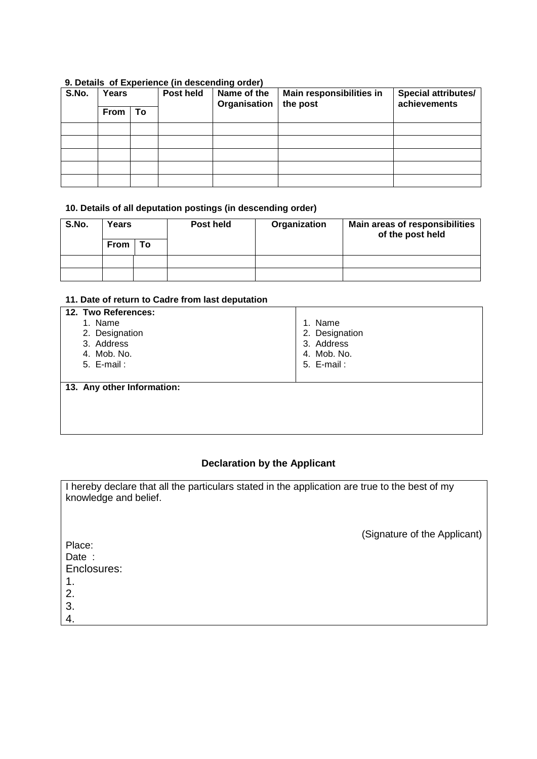**9. Details of Experience (in descending order)**

| S.No. | Years | | Post held | Name of the Organisation | Main responsibilities in the post | Special attributes/ achievements |
|---|---|---|---|---|---|---|
| | From | To | | | | |
| | | | | | | |
| | | | | | | |
| | | | | | | |
| | | | | | | |
| | | | | | | |

**10. Details of all deputation postings (in descending order)**

| S.No. | Years | | Post held | Organization | Main areas of responsibilities of the post held |
|---|---|---|---|---|---|
| | From | To | | | |
| | | | | | |
| | | | | | |

**11. Date of return to Cadre from last deputation**

| **12. Two References:** | |
|---|---|
| 1. Name<br>2. Designation<br>3. Address<br>4. Mob. No.<br>5. E-mail : | 1. Name<br>2. Designation<br>3. Address<br>4. Mob. No.<br>5. E-mail : |

**13. Any other Information:**

## Declaration by the Applicant

I hereby declare that all the particulars stated in the application are true to the best of my knowledge and belief.

(Signature of the Applicant)

Place:

Date :

Enclosures:

1.

2.

3.

4.